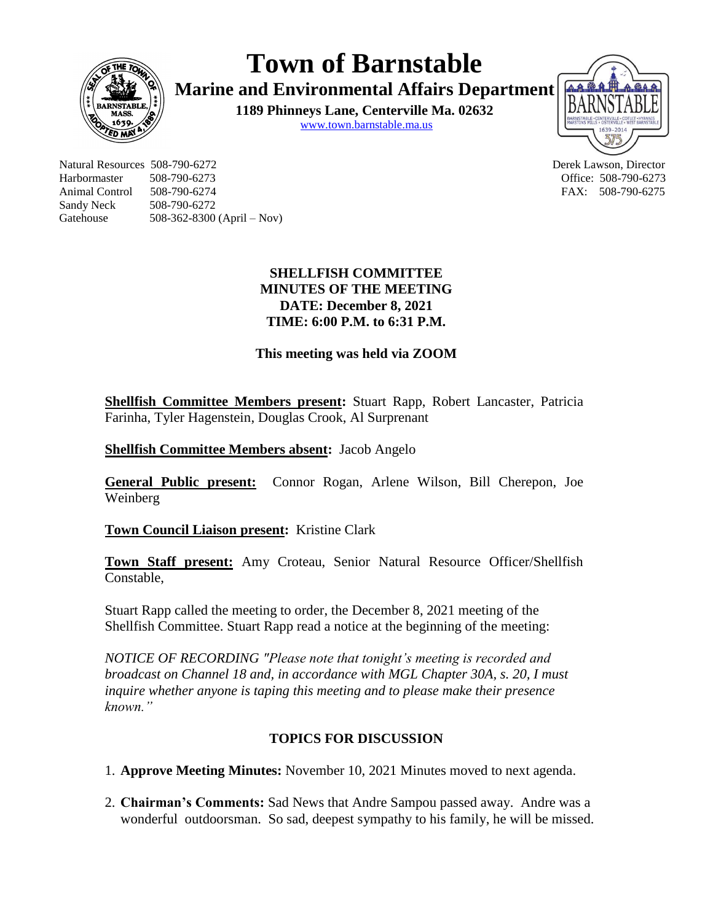# Town of Barnstable

## Marine and Environmental Affairs Department

**1189 Phinneys Lane, Centerville Ma. 02632**

www.town.barnstable.ma.us

Natural Resources 508-790-6272
Harbormaster 508-790-6273
Animal Control 508-790-6274
Sandy Neck 508-790-6272
Gatehouse 508-362-8300 (April – Nov)

Derek Lawson, Director
Office: 508-790-6273
FAX: 508-790-6275

**SHELLFISH COMMITTEE**
**MINUTES OF THE MEETING**
**DATE: December 8, 2021**
**TIME: 6:00 P.M. to 6:31 P.M.**

**This meeting was held via ZOOM**

**Shellfish Committee Members present:** Stuart Rapp, Robert Lancaster, Patricia Farinha, Tyler Hagenstein, Douglas Crook, Al Surprenant

**Shellfish Committee Members absent:** Jacob Angelo

**General Public present:** Connor Rogan, Arlene Wilson, Bill Cherepon, Joe Weinberg

**Town Council Liaison present:** Kristine Clark

**Town Staff present:** Amy Croteau, Senior Natural Resource Officer/Shellfish Constable,

Stuart Rapp called the meeting to order, the December 8, 2021 meeting of the Shellfish Committee. Stuart Rapp read a notice at the beginning of the meeting:

*NOTICE OF RECORDING "Please note that tonight's meeting is recorded and broadcast on Channel 18 and, in accordance with MGL Chapter 30A, s. 20, I must inquire whether anyone is taping this meeting and to please make their presence known."*

**TOPICS FOR DISCUSSION**

1. **Approve Meeting Minutes:** November 10, 2021 Minutes moved to next agenda.
2. **Chairman's Comments:** Sad News that Andre Sampou passed away. Andre was a wonderful outdoorsman. So sad, deepest sympathy to his family, he will be missed.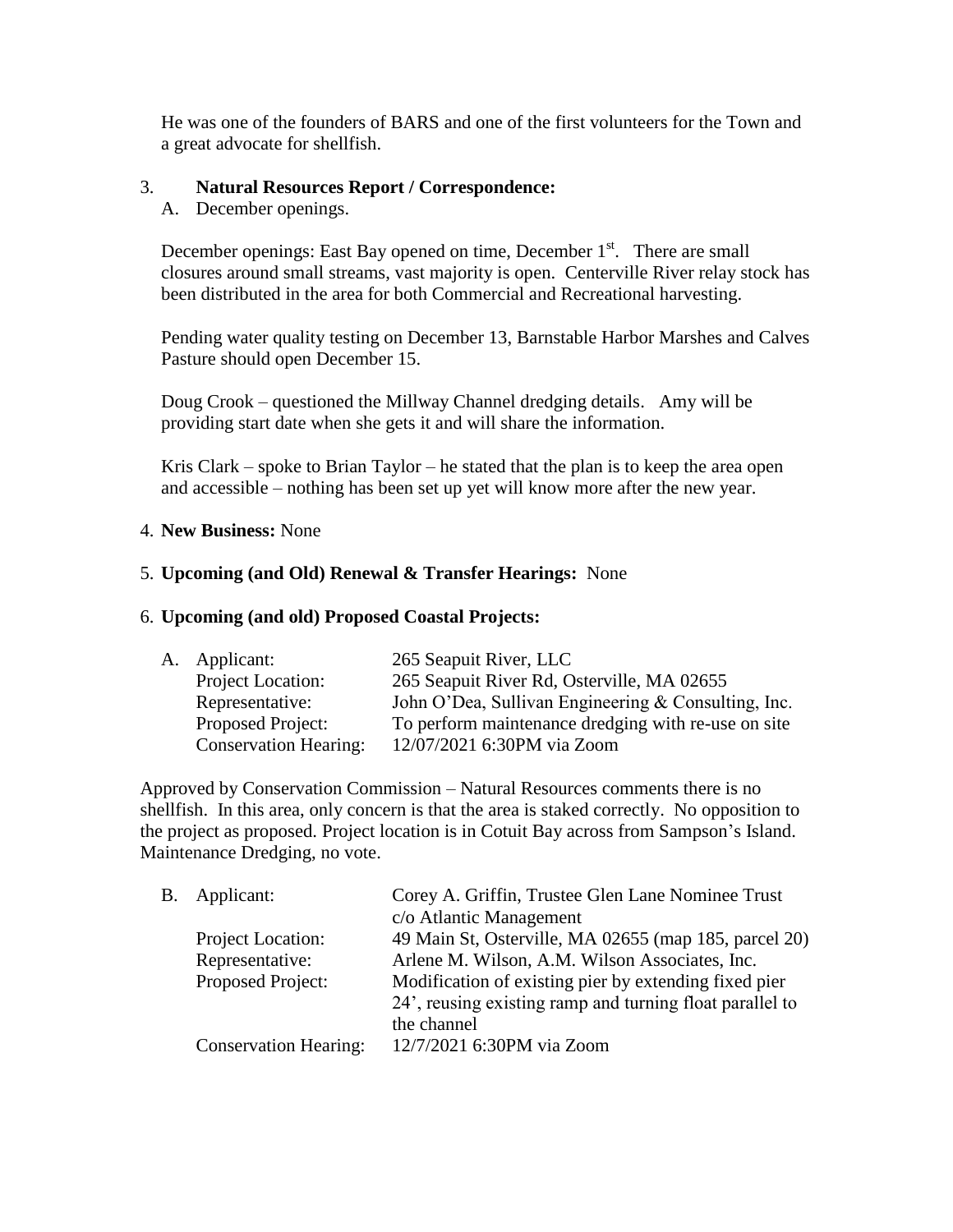He was one of the founders of BARS and one of the first volunteers for the Town and a great advocate for shellfish.

3. **Natural Resources Report / Correspondence:**

   A. December openings.

   December openings: East Bay opened on time, December 1st. There are small closures around small streams, vast majority is open. Centerville River relay stock has been distributed in the area for both Commercial and Recreational harvesting.

   Pending water quality testing on December 13, Barnstable Harbor Marshes and Calves Pasture should open December 15.

   Doug Crook – questioned the Millway Channel dredging details. Amy will be providing start date when she gets it and will share the information.

   Kris Clark – spoke to Brian Taylor – he stated that the plan is to keep the area open and accessible – nothing has been set up yet will know more after the new year.

4. **New Business:** None

5. **Upcoming (and Old) Renewal & Transfer Hearings:** None

6. **Upcoming (and old) Proposed Coastal Projects:**

| | | |
|---|---|---|
| A. | Applicant: | 265 Seapuit River, LLC |
| | Project Location: | 265 Seapuit River Rd, Osterville, MA 02655 |
| | Representative: | John O'Dea, Sullivan Engineering & Consulting, Inc. |
| | Proposed Project: | To perform maintenance dredging with re-use on site |
| | Conservation Hearing: | 12/07/2021 6:30PM via Zoom |

Approved by Conservation Commission – Natural Resources comments there is no shellfish. In this area, only concern is that the area is staked correctly. No opposition to the project as proposed. Project location is in Cotuit Bay across from Sampson's Island. Maintenance Dredging, no vote.

| | | |
|---|---|---|
| B. | Applicant: | Corey A. Griffin, Trustee Glen Lane Nominee Trust c/o Atlantic Management |
| | Project Location: | 49 Main St, Osterville, MA 02655 (map 185, parcel 20) |
| | Representative: | Arlene M. Wilson, A.M. Wilson Associates, Inc. |
| | Proposed Project: | Modification of existing pier by extending fixed pier 24', reusing existing ramp and turning float parallel to the channel |
| | Conservation Hearing: | 12/7/2021 6:30PM via Zoom |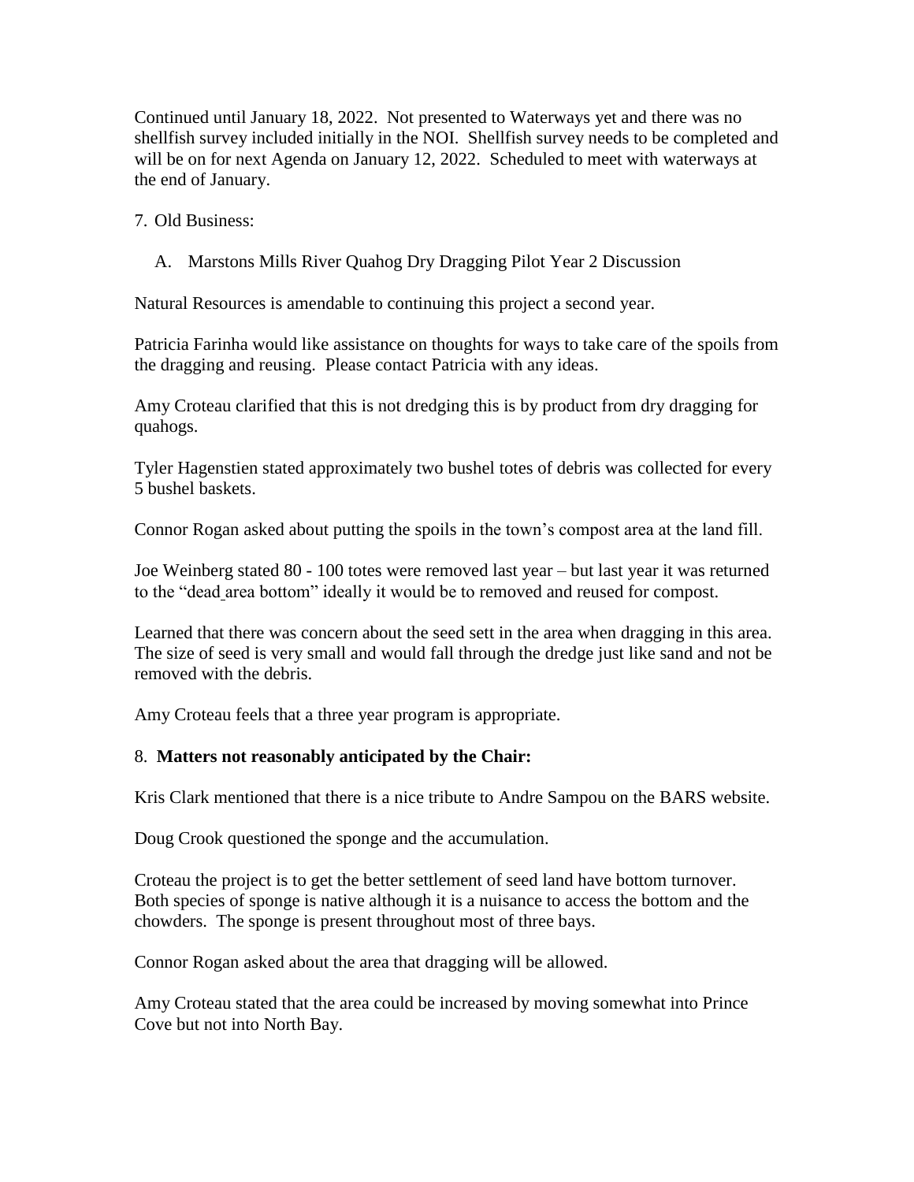Continued until January 18, 2022. Not presented to Waterways yet and there was no shellfish survey included initially in the NOI. Shellfish survey needs to be completed and will be on for next Agenda on January 12, 2022. Scheduled to meet with waterways at the end of January.

7. Old Business:

   A. Marstons Mills River Quahog Dry Dragging Pilot Year 2 Discussion

Natural Resources is amendable to continuing this project a second year.

Patricia Farinha would like assistance on thoughts for ways to take care of the spoils from the dragging and reusing. Please contact Patricia with any ideas.

Amy Croteau clarified that this is not dredging this is by product from dry dragging for quahogs.

Tyler Hagenstien stated approximately two bushel totes of debris was collected for every 5 bushel baskets.

Connor Rogan asked about putting the spoils in the town's compost area at the land fill.

Joe Weinberg stated 80 - 100 totes were removed last year – but last year it was returned to the "dead area bottom" ideally it would be to removed and reused for compost.

Learned that there was concern about the seed sett in the area when dragging in this area. The size of seed is very small and would fall through the dredge just like sand and not be removed with the debris.

Amy Croteau feels that a three year program is appropriate.

8. **Matters not reasonably anticipated by the Chair:**

Kris Clark mentioned that there is a nice tribute to Andre Sampou on the BARS website.

Doug Crook questioned the sponge and the accumulation.

Croteau the project is to get the better settlement of seed land have bottom turnover. Both species of sponge is native although it is a nuisance to access the bottom and the chowders. The sponge is present throughout most of three bays.

Connor Rogan asked about the area that dragging will be allowed.

Amy Croteau stated that the area could be increased by moving somewhat into Prince Cove but not into North Bay.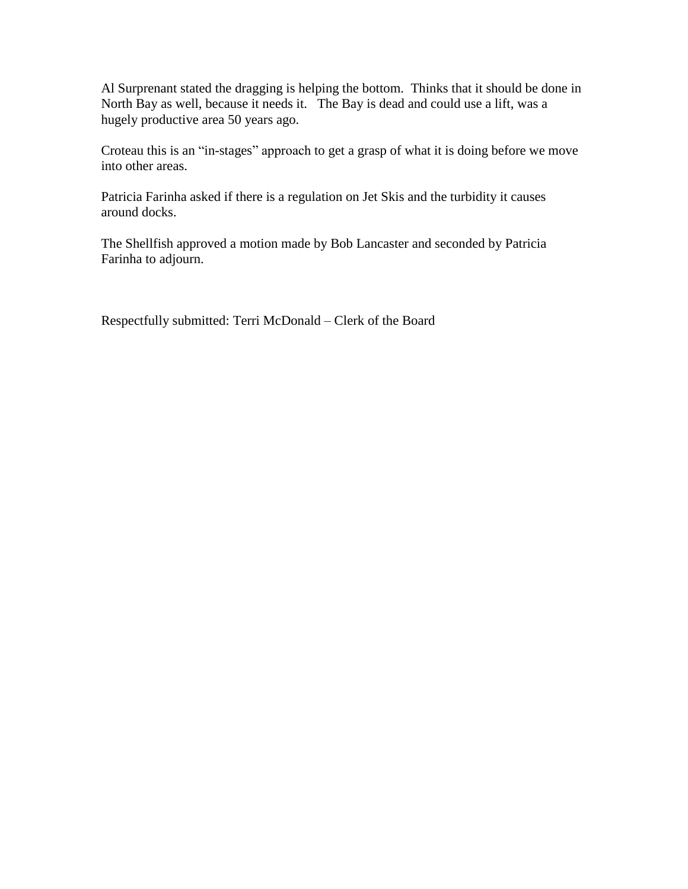Al Surprenant stated the dragging is helping the bottom.  Thinks that it should be done in North Bay as well, because it needs it.   The Bay is dead and could use a lift, was a hugely productive area 50 years ago.

Croteau this is an “in-stages” approach to get a grasp of what it is doing before we move into other areas.

Patricia Farinha asked if there is a regulation on Jet Skis and the turbidity it causes around docks.

The Shellfish approved a motion made by Bob Lancaster and seconded by Patricia Farinha to adjourn.

Respectfully submitted: Terri McDonald – Clerk of the Board